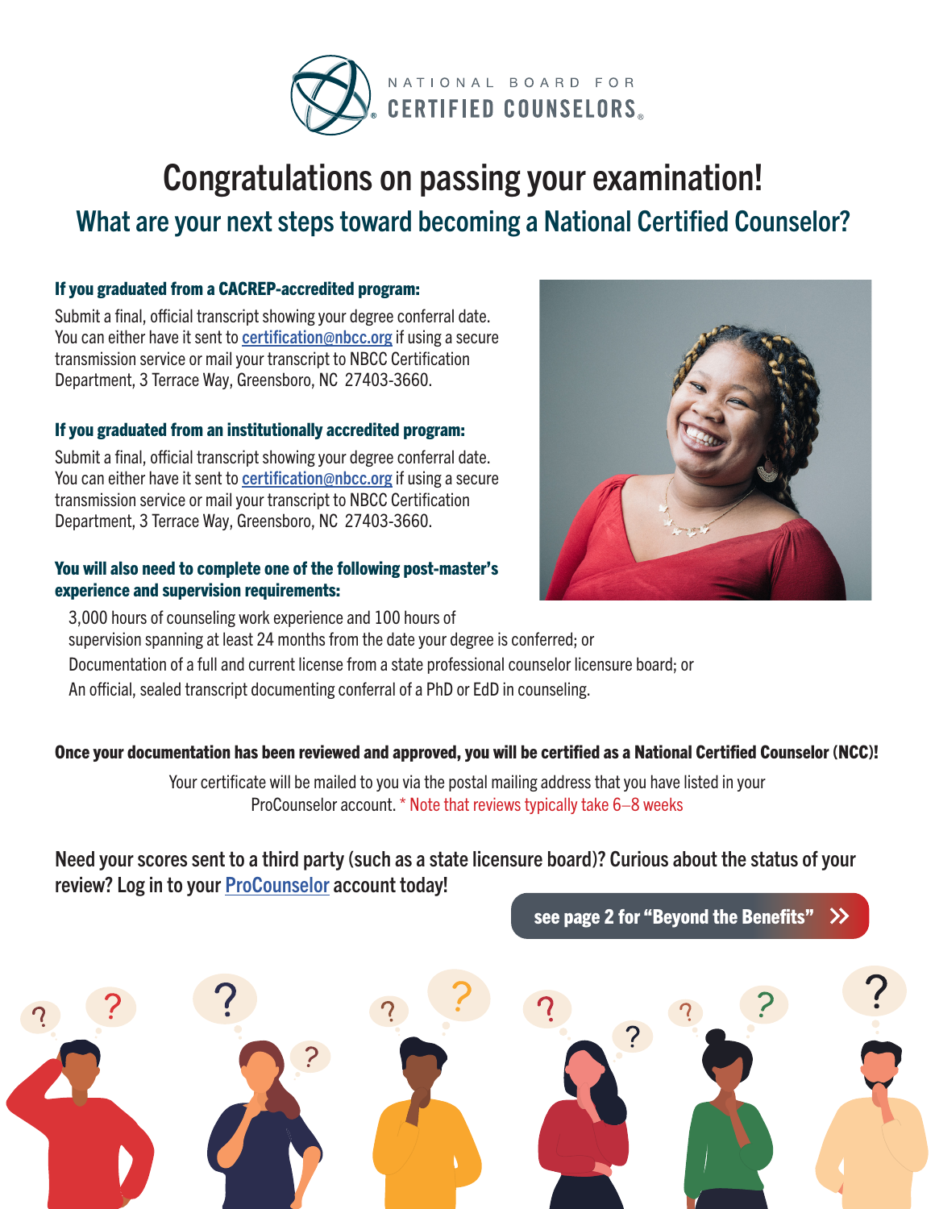NATIONAL BOARD FOR CERTIFIED COUNSELORS

# Congratulations on passing your examination!

## What are your next steps toward becoming a National Certified Counselor?

### If you graduated from a CACREP-accredited program:

Submit a final, official transcript showing your degree conferral date. You can either have it sent to certification@nbcc.org if using a secure transmission service or mail your transcript to NBCC Certification Department, 3 Terrace Way, Greensboro, NC 27403-3660.

### If you graduated from an institutionally accredited program:

Submit a final, official transcript showing your degree conferral date. You can either have it sent to certification@nbcc.org if using a secure transmission service or mail your transcript to NBCC Certification Department, 3 Terrace Way, Greensboro, NC 27403-3660.

### You will also need to complete one of the following post-master's experience and supervision requirements:

- 3,000 hours of counseling work experience and 100 hours of supervision spanning at least 24 months from the date your degree is conferred; or
- Documentation of a full and current license from a state professional counselor licensure board; or
- An official, sealed transcript documenting conferral of a PhD or EdD in counseling.

**Once your documentation has been reviewed and approved, you will be certified as a National Certified Counselor (NCC)!**

Your certificate will be mailed to you via the postal mailing address that you have listed in your ProCounselor account. * Note that reviews typically take 6–8 weeks

**Need your scores sent to a third party (such as a state licensure board)? Curious about the status of your review? Log in to your ProCounselor account today!**

see page 2 for "Beyond the Benefits" »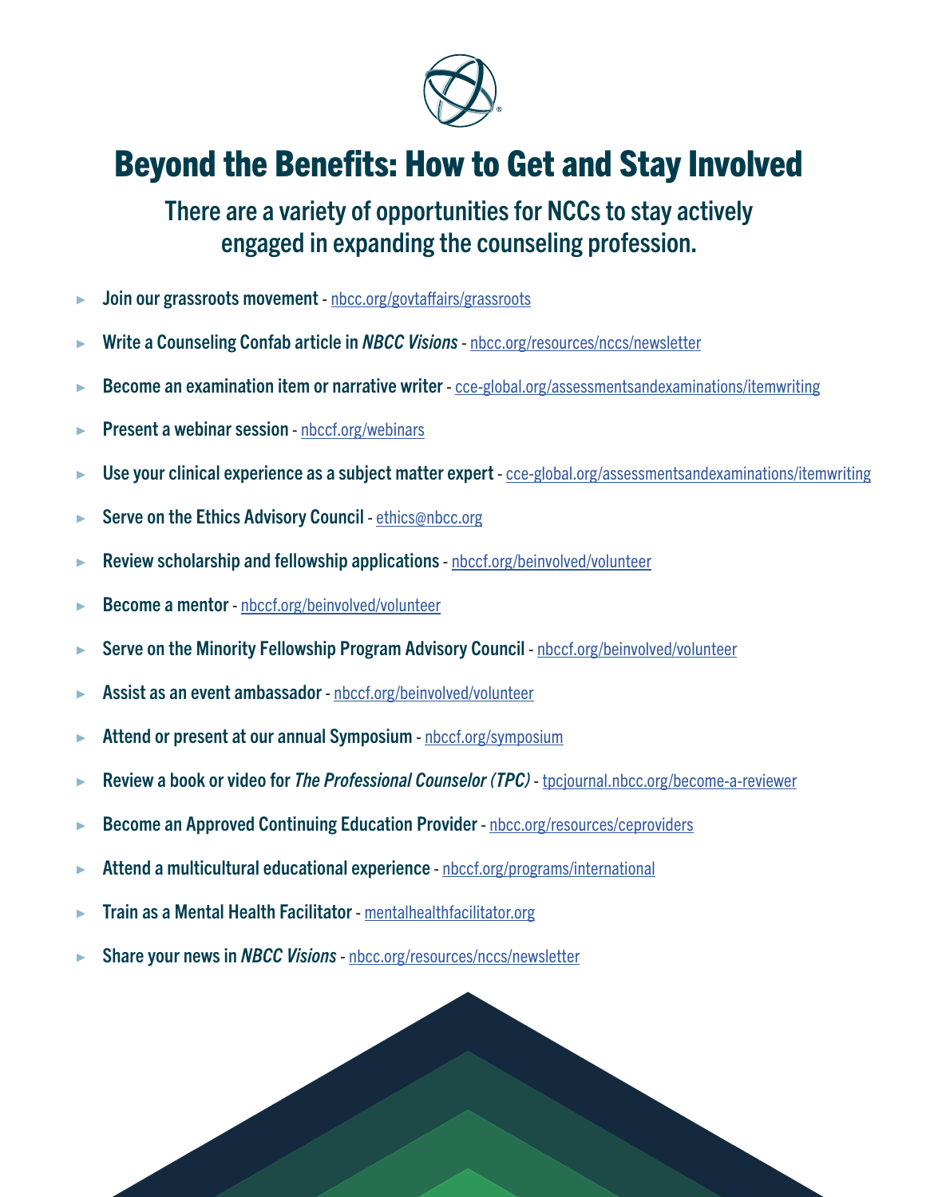# Beyond the Benefits: How to Get and Stay Involved

## There are a variety of opportunities for NCCs to stay actively engaged in expanding the counseling profession.

- **Join our grassroots movement** - nbcc.org/govtaffairs/grassroots
- **Write a Counseling Confab article in *NBCC Visions*** - nbcc.org/resources/nccs/newsletter
- **Become an examination item or narrative writer** - cce-global.org/assessmentsandexaminations/itemwriting
- **Present a webinar session** - nbccf.org/webinars
- **Use your clinical experience as a subject matter expert** - cce-global.org/assessmentsandexaminations/itemwriting
- **Serve on the Ethics Advisory Council** - ethics@nbcc.org
- **Review scholarship and fellowship applications** - nbccf.org/beinvolved/volunteer
- **Become a mentor** - nbccf.org/beinvolved/volunteer
- **Serve on the Minority Fellowship Program Advisory Council** - nbccf.org/beinvolved/volunteer
- **Assist as an event ambassador** - nbccf.org/beinvolved/volunteer
- **Attend or present at our annual Symposium** - nbccf.org/symposium
- **Review a book or video for *The Professional Counselor (TPC)*** - tpcjournal.nbcc.org/become-a-reviewer
- **Become an Approved Continuing Education Provider** - nbcc.org/resources/ceproviders
- **Attend a multicultural educational experience** - nbccf.org/programs/international
- **Train as a Mental Health Facilitator** - mentalhealthfacilitator.org
- **Share your news in *NBCC Visions*** - nbcc.org/resources/nccs/newsletter